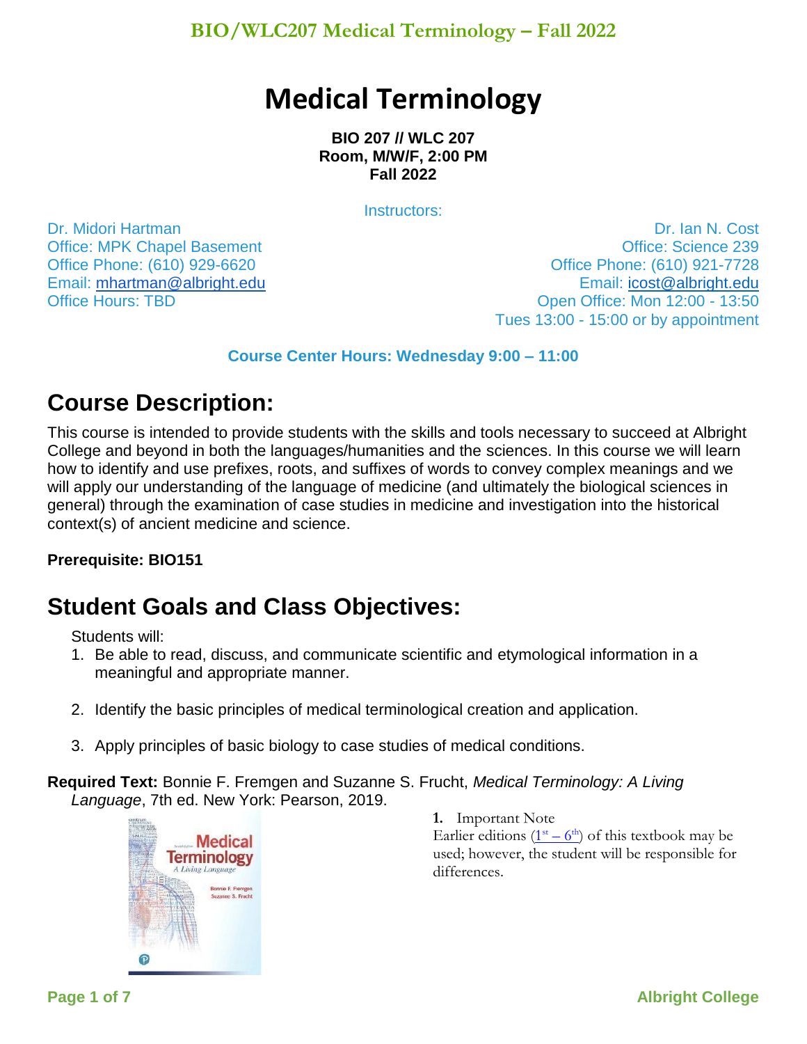# Medical Terminology

**BIO 207 // WLC 207**
**Room, M/W/F, 2:00 PM**
**Fall 2022**

Instructors:

Dr. Midori Hartman
Office: MPK Chapel Basement
Office Phone: (610) 929-6620
Email: mhartman@albright.edu
Office Hours: TBD

Dr. Ian N. Cost
Office: Science 239
Office Phone: (610) 921-7728
Email: icost@albright.edu
Open Office: Mon 12:00 - 13:50
Tues 13:00 - 15:00 or by appointment

**Course Center Hours: Wednesday 9:00 – 11:00**

## Course Description:

This course is intended to provide students with the skills and tools necessary to succeed at Albright College and beyond in both the languages/humanities and the sciences. In this course we will learn how to identify and use prefixes, roots, and suffixes of words to convey complex meanings and we will apply our understanding of the language of medicine (and ultimately the biological sciences in general) through the examination of case studies in medicine and investigation into the historical context(s) of ancient medicine and science.

**Prerequisite: BIO151**

## Student Goals and Class Objectives:

Students will:

1. Be able to read, discuss, and communicate scientific and etymological information in a meaningful and appropriate manner.
2. Identify the basic principles of medical terminological creation and application.
3. Apply principles of basic biology to case studies of medical conditions.

**Required Text:** Bonnie F. Fremgen and Suzanne S. Frucht, *Medical Terminology: A Living Language*, 7th ed. New York: Pearson, 2019.

**1.** Important Note
Earlier editions (1st – 6th) of this textbook may be used; however, the student will be responsible for differences.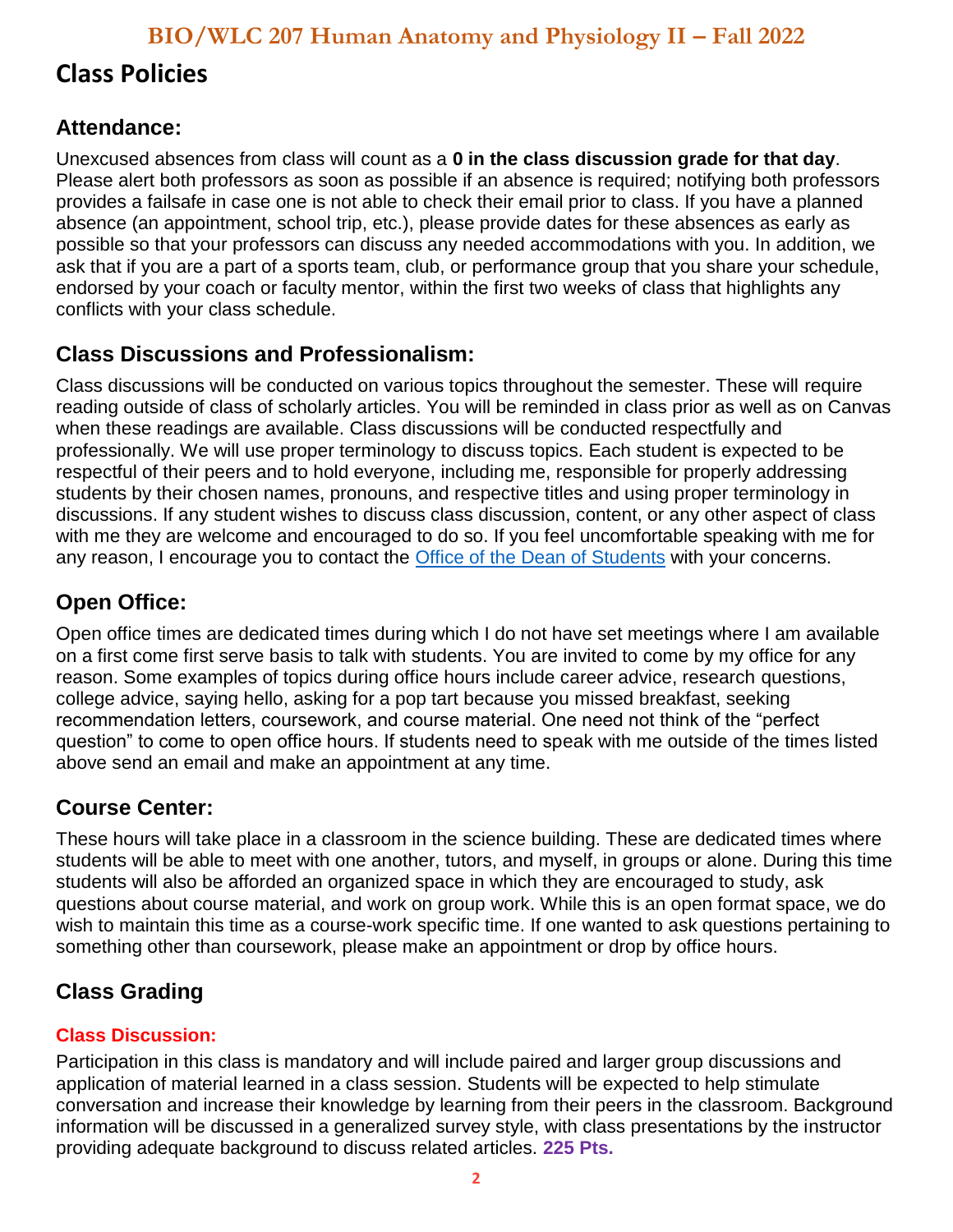# Class Policies

## Attendance:

Unexcused absences from class will count as a **0 in the class discussion grade for that day**. Please alert both professors as soon as possible if an absence is required; notifying both professors provides a failsafe in case one is not able to check their email prior to class. If you have a planned absence (an appointment, school trip, etc.), please provide dates for these absences as early as possible so that your professors can discuss any needed accommodations with you. In addition, we ask that if you are a part of a sports team, club, or performance group that you share your schedule, endorsed by your coach or faculty mentor, within the first two weeks of class that highlights any conflicts with your class schedule.

## Class Discussions and Professionalism:

Class discussions will be conducted on various topics throughout the semester. These will require reading outside of class of scholarly articles. You will be reminded in class prior as well as on Canvas when these readings are available. Class discussions will be conducted respectfully and professionally. We will use proper terminology to discuss topics. Each student is expected to be respectful of their peers and to hold everyone, including me, responsible for properly addressing students by their chosen names, pronouns, and respective titles and using proper terminology in discussions. If any student wishes to discuss class discussion, content, or any other aspect of class with me they are welcome and encouraged to do so. If you feel uncomfortable speaking with me for any reason, I encourage you to contact the Office of the Dean of Students with your concerns.

## Open Office:

Open office times are dedicated times during which I do not have set meetings where I am available on a first come first serve basis to talk with students. You are invited to come by my office for any reason. Some examples of topics during office hours include career advice, research questions, college advice, saying hello, asking for a pop tart because you missed breakfast, seeking recommendation letters, coursework, and course material. One need not think of the "perfect question" to come to open office hours. If students need to speak with me outside of the times listed above send an email and make an appointment at any time.

## Course Center:

These hours will take place in a classroom in the science building. These are dedicated times where students will be able to meet with one another, tutors, and myself, in groups or alone. During this time students will also be afforded an organized space in which they are encouraged to study, ask questions about course material, and work on group work. While this is an open format space, we do wish to maintain this time as a course-work specific time. If one wanted to ask questions pertaining to something other than coursework, please make an appointment or drop by office hours.

# Class Grading

### Class Discussion:

Participation in this class is mandatory and will include paired and larger group discussions and application of material learned in a class session. Students will be expected to help stimulate conversation and increase their knowledge by learning from their peers in the classroom. Background information will be discussed in a generalized survey style, with class presentations by the instructor providing adequate background to discuss related articles. **225 Pts.**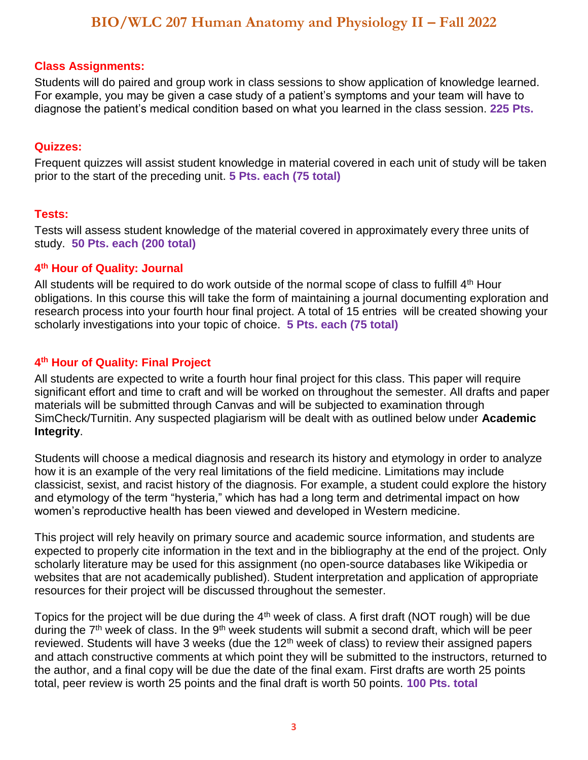### Class Assignments:

Students will do paired and group work in class sessions to show application of knowledge learned. For example, you may be given a case study of a patient's symptoms and your team will have to diagnose the patient's medical condition based on what you learned in the class session. **225 Pts.**

### Quizzes:

Frequent quizzes will assist student knowledge in material covered in each unit of study will be taken prior to the start of the preceding unit. **5 Pts. each (75 total)**

### Tests:

Tests will assess student knowledge of the material covered in approximately every three units of study. **50 Pts. each (200 total)**

### 4th Hour of Quality: Journal

All students will be required to do work outside of the normal scope of class to fulfill 4th Hour obligations. In this course this will take the form of maintaining a journal documenting exploration and research process into your fourth hour final project. A total of 15 entries will be created showing your scholarly investigations into your topic of choice. **5 Pts. each (75 total)**

### 4th Hour of Quality: Final Project

All students are expected to write a fourth hour final project for this class. This paper will require significant effort and time to craft and will be worked on throughout the semester. All drafts and paper materials will be submitted through Canvas and will be subjected to examination through SimCheck/Turnitin. Any suspected plagiarism will be dealt with as outlined below under **Academic Integrity**.

Students will choose a medical diagnosis and research its history and etymology in order to analyze how it is an example of the very real limitations of the field medicine. Limitations may include classicist, sexist, and racist history of the diagnosis. For example, a student could explore the history and etymology of the term "hysteria," which has had a long term and detrimental impact on how women's reproductive health has been viewed and developed in Western medicine.

This project will rely heavily on primary source and academic source information, and students are expected to properly cite information in the text and in the bibliography at the end of the project. Only scholarly literature may be used for this assignment (no open-source databases like Wikipedia or websites that are not academically published). Student interpretation and application of appropriate resources for their project will be discussed throughout the semester.

Topics for the project will be due during the 4th week of class. A first draft (NOT rough) will be due during the 7th week of class. In the 9th week students will submit a second draft, which will be peer reviewed. Students will have 3 weeks (due the 12th week of class) to review their assigned papers and attach constructive comments at which point they will be submitted to the instructors, returned to the author, and a final copy will be due the date of the final exam. First drafts are worth 25 points total, peer review is worth 25 points and the final draft is worth 50 points. **100 Pts. total**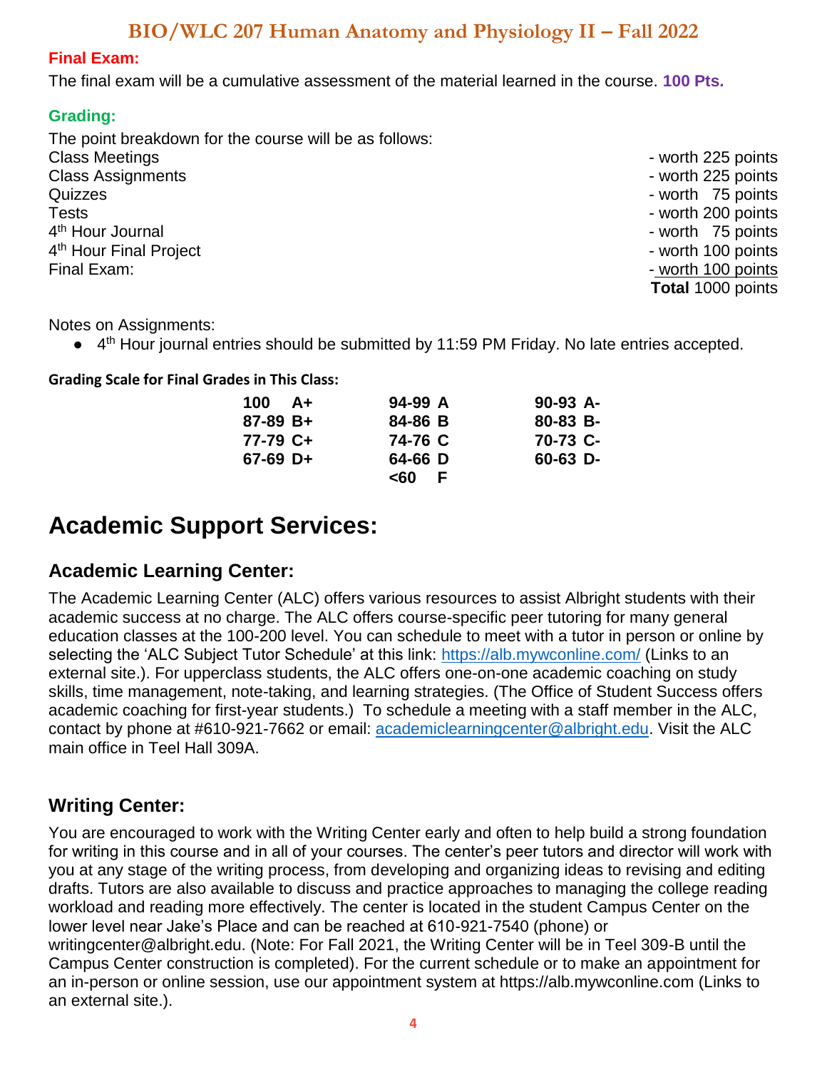## Final Exam:

The final exam will be a cumulative assessment of the material learned in the course. **100 Pts.**

## Grading:

The point breakdown for the course will be as follows:

| | |
|---|---|
| Class Meetings | - worth 225 points |
| Class Assignments | - worth 225 points |
| Quizzes | - worth 75 points |
| Tests | - worth 200 points |
| 4th Hour Journal | - worth 75 points |
| 4th Hour Final Project | - worth 100 points |
| Final Exam: | - worth 100 points |
| | **Total** 1000 points |

Notes on Assignments:

- 4th Hour journal entries should be submitted by 11:59 PM Friday. No late entries accepted.

**Grading Scale for Final Grades in This Class:**

| | | |
|---|---|---|
| **100 A+** | **94-99 A** | **90-93 A-** |
| **87-89 B+** | **84-86 B** | **80-83 B-** |
| **77-79 C+** | **74-76 C** | **70-73 C-** |
| **67-69 D+** | **64-66 D** | **60-63 D-** |
| | **<60 F** | |

# Academic Support Services:

## Academic Learning Center:

The Academic Learning Center (ALC) offers various resources to assist Albright students with their academic success at no charge. The ALC offers course-specific peer tutoring for many general education classes at the 100-200 level. You can schedule to meet with a tutor in person or online by selecting the 'ALC Subject Tutor Schedule' at this link: https://alb.mywconline.com/ (Links to an external site.). For upperclass students, the ALC offers one-on-one academic coaching on study skills, time management, note-taking, and learning strategies. (The Office of Student Success offers academic coaching for first-year students.) To schedule a meeting with a staff member in the ALC, contact by phone at #610-921-7662 or email: academiclearningcenter@albright.edu. Visit the ALC main office in Teel Hall 309A.

## Writing Center:

You are encouraged to work with the Writing Center early and often to help build a strong foundation for writing in this course and in all of your courses. The center's peer tutors and director will work with you at any stage of the writing process, from developing and organizing ideas to revising and editing drafts. Tutors are also available to discuss and practice approaches to managing the college reading workload and reading more effectively. The center is located in the student Campus Center on the lower level near Jake's Place and can be reached at 610-921-7540 (phone) or writingcenter@albright.edu. (Note: For Fall 2021, the Writing Center will be in Teel 309-B until the Campus Center construction is completed). For the current schedule or to make an appointment for an in-person or online session, use our appointment system at https://alb.mywconline.com (Links to an external site.).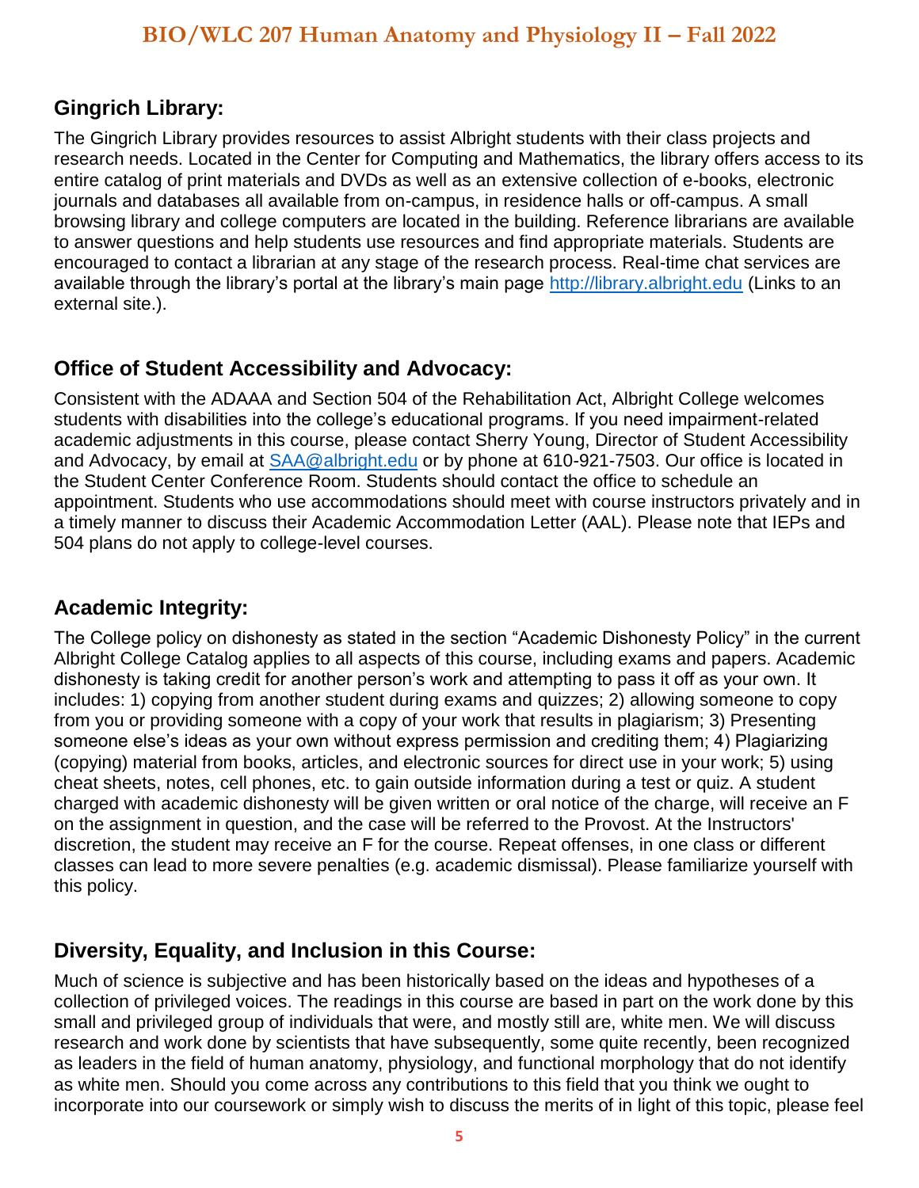## Gingrich Library:

The Gingrich Library provides resources to assist Albright students with their class projects and research needs. Located in the Center for Computing and Mathematics, the library offers access to its entire catalog of print materials and DVDs as well as an extensive collection of e-books, electronic journals and databases all available from on-campus, in residence halls or off-campus. A small browsing library and college computers are located in the building. Reference librarians are available to answer questions and help students use resources and find appropriate materials. Students are encouraged to contact a librarian at any stage of the research process. Real-time chat services are available through the library's portal at the library's main page [http://library.albright.edu](http://library.albright.edu) (Links to an external site.).

## Office of Student Accessibility and Advocacy:

Consistent with the ADAAA and Section 504 of the Rehabilitation Act, Albright College welcomes students with disabilities into the college's educational programs. If you need impairment-related academic adjustments in this course, please contact Sherry Young, Director of Student Accessibility and Advocacy, by email at [SAA@albright.edu](mailto:SAA@albright.edu) or by phone at 610-921-7503. Our office is located in the Student Center Conference Room. Students should contact the office to schedule an appointment. Students who use accommodations should meet with course instructors privately and in a timely manner to discuss their Academic Accommodation Letter (AAL). Please note that IEPs and 504 plans do not apply to college-level courses.

## Academic Integrity:

The College policy on dishonesty as stated in the section "Academic Dishonesty Policy" in the current Albright College Catalog applies to all aspects of this course, including exams and papers. Academic dishonesty is taking credit for another person's work and attempting to pass it off as your own. It includes: 1) copying from another student during exams and quizzes; 2) allowing someone to copy from you or providing someone with a copy of your work that results in plagiarism; 3) Presenting someone else's ideas as your own without express permission and crediting them; 4) Plagiarizing (copying) material from books, articles, and electronic sources for direct use in your work; 5) using cheat sheets, notes, cell phones, etc. to gain outside information during a test or quiz. A student charged with academic dishonesty will be given written or oral notice of the charge, will receive an F on the assignment in question, and the case will be referred to the Provost. At the Instructors' discretion, the student may receive an F for the course. Repeat offenses, in one class or different classes can lead to more severe penalties (e.g. academic dismissal). Please familiarize yourself with this policy.

## Diversity, Equality, and Inclusion in this Course:

Much of science is subjective and has been historically based on the ideas and hypotheses of a collection of privileged voices. The readings in this course are based in part on the work done by this small and privileged group of individuals that were, and mostly still are, white men. We will discuss research and work done by scientists that have subsequently, some quite recently, been recognized as leaders in the field of human anatomy, physiology, and functional morphology that do not identify as white men. Should you come across any contributions to this field that you think we ought to incorporate into our coursework or simply wish to discuss the merits of in light of this topic, please feel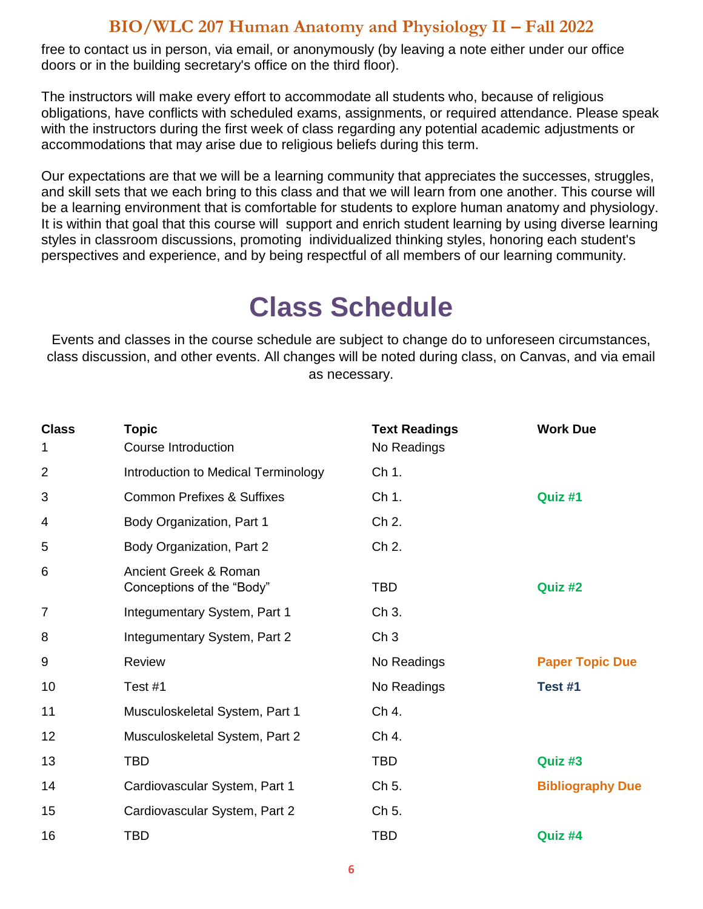free to contact us in person, via email, or anonymously (by leaving a note either under our office doors or in the building secretary's office on the third floor).

The instructors will make every effort to accommodate all students who, because of religious obligations, have conflicts with scheduled exams, assignments, or required attendance. Please speak with the instructors during the first week of class regarding any potential academic adjustments or accommodations that may arise due to religious beliefs during this term.

Our expectations are that we will be a learning community that appreciates the successes, struggles, and skill sets that we each bring to this class and that we will learn from one another. This course will be a learning environment that is comfortable for students to explore human anatomy and physiology. It is within that goal that this course will support and enrich student learning by using diverse learning styles in classroom discussions, promoting individualized thinking styles, honoring each student's perspectives and experience, and by being respectful of all members of our learning community.

# Class Schedule

Events and classes in the course schedule are subject to change do to unforeseen circumstances, class discussion, and other events. All changes will be noted during class, on Canvas, and via email as necessary.

| Class | Topic | Text Readings | Work Due |
|---|---|---|---|
| 1 | Course Introduction | No Readings | |
| 2 | Introduction to Medical Terminology | Ch 1. | |
| 3 | Common Prefixes & Suffixes | Ch 1. | **Quiz #1** |
| 4 | Body Organization, Part 1 | Ch 2. | |
| 5 | Body Organization, Part 2 | Ch 2. | |
| 6 | Ancient Greek & Roman Conceptions of the "Body" | TBD | **Quiz #2** |
| 7 | Integumentary System, Part 1 | Ch 3. | |
| 8 | Integumentary System, Part 2 | Ch 3 | |
| 9 | Review | No Readings | **Paper Topic Due** |
| 10 | Test #1 | No Readings | **Test #1** |
| 11 | Musculoskeletal System, Part 1 | Ch 4. | |
| 12 | Musculoskeletal System, Part 2 | Ch 4. | |
| 13 | TBD | TBD | **Quiz #3** |
| 14 | Cardiovascular System, Part 1 | Ch 5. | **Bibliography Due** |
| 15 | Cardiovascular System, Part 2 | Ch 5. | |
| 16 | TBD | TBD | **Quiz #4** |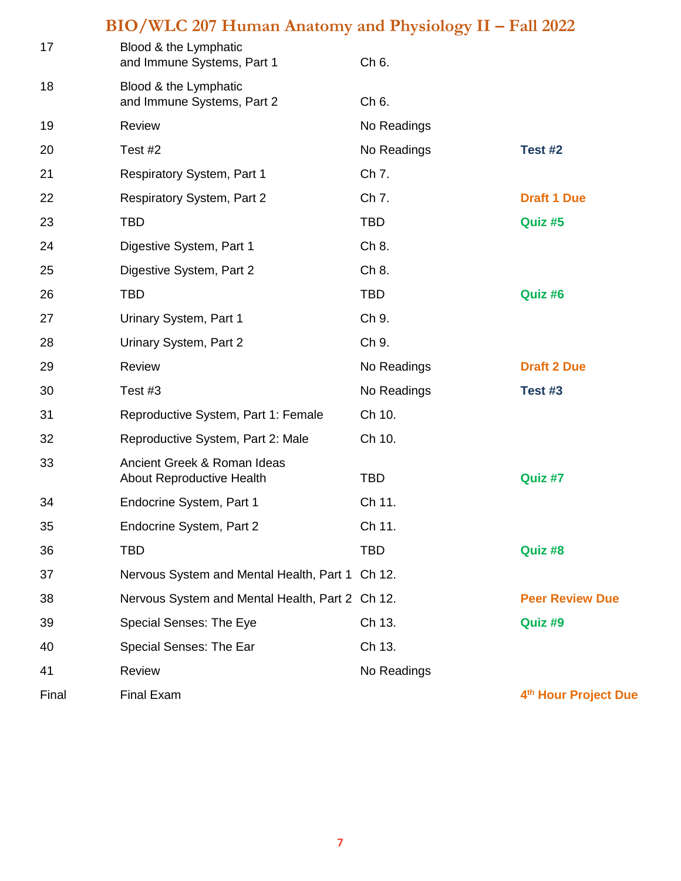# BIO/WLC 207 Human Anatomy and Physiology II – Fall 2022

| | | | |
|---|---|---|---|
| 17 | Blood & the Lymphatic and Immune Systems, Part 1 | Ch 6. | |
| 18 | Blood & the Lymphatic and Immune Systems, Part 2 | Ch 6. | |
| 19 | Review | No Readings | |
| 20 | Test #2 | No Readings | **Test #2** |
| 21 | Respiratory System, Part 1 | Ch 7. | |
| 22 | Respiratory System, Part 2 | Ch 7. | **Draft 1 Due** |
| 23 | TBD | TBD | **Quiz #5** |
| 24 | Digestive System, Part 1 | Ch 8. | |
| 25 | Digestive System, Part 2 | Ch 8. | |
| 26 | TBD | TBD | **Quiz #6** |
| 27 | Urinary System, Part 1 | Ch 9. | |
| 28 | Urinary System, Part 2 | Ch 9. | |
| 29 | Review | No Readings | **Draft 2 Due** |
| 30 | Test #3 | No Readings | **Test #3** |
| 31 | Reproductive System, Part 1: Female | Ch 10. | |
| 32 | Reproductive System, Part 2: Male | Ch 10. | |
| 33 | Ancient Greek & Roman Ideas About Reproductive Health | TBD | **Quiz #7** |
| 34 | Endocrine System, Part 1 | Ch 11. | |
| 35 | Endocrine System, Part 2 | Ch 11. | |
| 36 | TBD | TBD | **Quiz #8** |
| 37 | Nervous System and Mental Health, Part 1 | Ch 12. | |
| 38 | Nervous System and Mental Health, Part 2 | Ch 12. | **Peer Review Due** |
| 39 | Special Senses: The Eye | Ch 13. | **Quiz #9** |
| 40 | Special Senses: The Ear | Ch 13. | |
| 41 | Review | No Readings | |
| Final | Final Exam | | **4th Hour Project Due** |